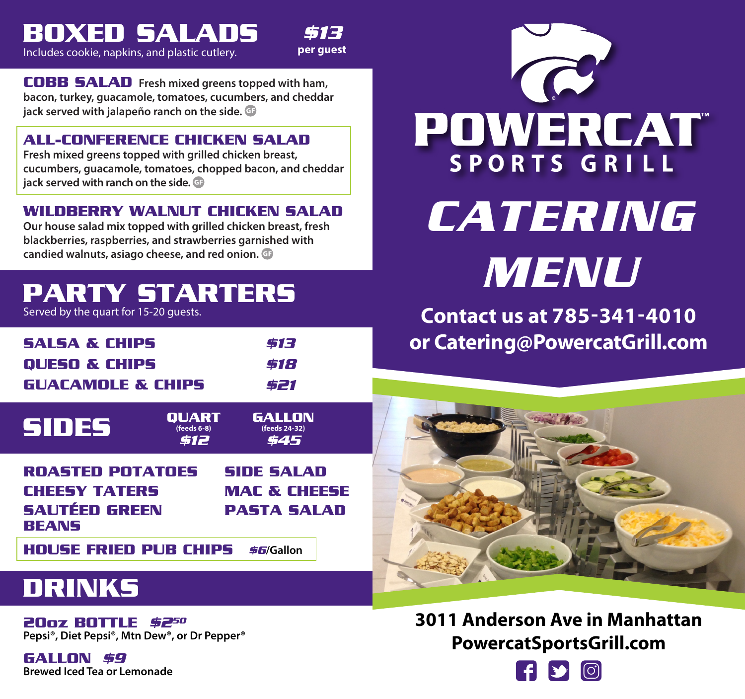## BOXED SALADS

Includes cookie, napkins, and plastic cutlery.

**$13 per guest**

**COBB SALAD** Fresh mixed greens topped with ham, bacon, turkey, guacamole, tomatoes, cucumbers, and cheddar jack served with jalapeño ranch on the side. GF

**ALL-CONFERENCE CHICKEN SALAD**
Fresh mixed greens topped with grilled chicken breast, cucumbers, guacamole, tomatoes, chopped bacon, and cheddar jack served with ranch on the side. GF

**WILDBERRY WALNUT CHICKEN SALAD**
Our house salad mix topped with grilled chicken breast, fresh blackberries, raspberries, and strawberries garnished with candied walnuts, asiago cheese, and red onion. GF

## PARTY STARTERS

Served by the quart for 15-20 guests.

| | |
|---|---|
| SALSA & CHIPS | $13 |
| QUESO & CHIPS | $18 |
| GUACAMOLE & CHIPS | $21 |

## SIDES

**QUART** (feeds 6-8) **$12**
**GALLON** (feeds 24-32) **$45**

- ROASTED POTATOES
- CHEESY TATERS
- SAUTÉED GREEN BEANS
- SIDE SALAD
- MAC & CHEESE
- PASTA SALAD

**HOUSE FRIED PUB CHIPS** $6/Gallon

## DRINKS

**20oz BOTTLE** $2.50
Pepsi®, Diet Pepsi®, Mtn Dew®, or Dr Pepper®

**GALLON** $9
Brewed Iced Tea or Lemonade

# POWERCAT™ SPORTS GRILL

# CATERING MENU

Contact us at 785-341-4010
or Catering@PowercatGrill.com

3011 Anderson Ave in Manhattan
PowercatSportsGrill.com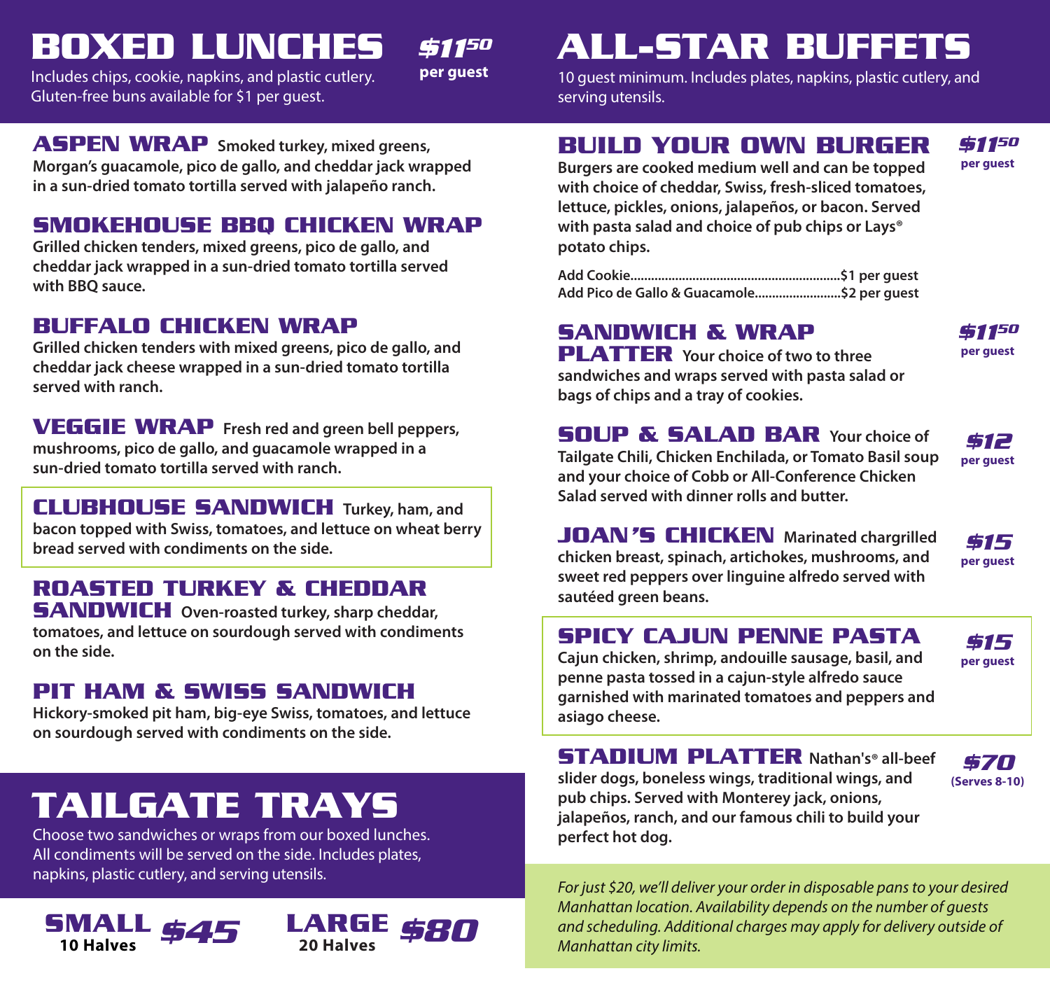# BOXED LUNCHES

**$11.50 per guest**

Includes chips, cookie, napkins, and plastic cutlery. Gluten-free buns available for $1 per guest.

### ASPEN WRAP

Smoked turkey, mixed greens, Morgan's guacamole, pico de gallo, and cheddar jack wrapped in a sun-dried tomato tortilla served with jalapeño ranch.

### SMOKEHOUSE BBQ CHICKEN WRAP

Grilled chicken tenders, mixed greens, pico de gallo, and cheddar jack wrapped in a sun-dried tomato tortilla served with BBQ sauce.

### BUFFALO CHICKEN WRAP

Grilled chicken tenders with mixed greens, pico de gallo, and cheddar jack cheese wrapped in a sun-dried tomato tortilla served with ranch.

### VEGGIE WRAP

Fresh red and green bell peppers, mushrooms, pico de gallo, and guacamole wrapped in a sun-dried tomato tortilla served with ranch.

### CLUBHOUSE SANDWICH

Turkey, ham, and bacon topped with Swiss, tomatoes, and lettuce on wheat berry bread served with condiments on the side.

### ROASTED TURKEY & CHEDDAR SANDWICH

Oven-roasted turkey, sharp cheddar, tomatoes, and lettuce on sourdough served with condiments on the side.

### PIT HAM & SWISS SANDWICH

Hickory-smoked pit ham, big-eye Swiss, tomatoes, and lettuce on sourdough served with condiments on the side.

# TAILGATE TRAYS

Choose two sandwiches or wraps from our boxed lunches. All condiments will be served on the side. Includes plates, napkins, plastic cutlery, and serving utensils.

**SMALL** (10 Halves) **$45**

**LARGE** (20 Halves) **$80**

# ALL-STAR BUFFETS

10 guest minimum. Includes plates, napkins, plastic cutlery, and serving utensils.

### BUILD YOUR OWN BURGER — $11.50 per guest

Burgers are cooked medium well and can be topped with choice of cheddar, Swiss, fresh-sliced tomatoes, lettuce, pickles, onions, jalapeños, or bacon. Served with pasta salad and choice of pub chips or Lays® potato chips.

Add Cookie............$1 per guest
Add Pico de Gallo & Guacamole............$2 per guest

### SANDWICH & WRAP PLATTER — $11.50 per guest

Your choice of two to three sandwiches and wraps served with pasta salad or bags of chips and a tray of cookies.

### SOUP & SALAD BAR — $12 per guest

Your choice of Tailgate Chili, Chicken Enchilada, or Tomato Basil soup and your choice of Cobb or All-Conference Chicken Salad served with dinner rolls and butter.

### JOAN'S CHICKEN — $15 per guest

Marinated chargrilled chicken breast, spinach, artichokes, mushrooms, and sweet red peppers over linguine alfredo served with sautéed green beans.

### SPICY CAJUN PENNE PASTA — $15 per guest

Cajun chicken, shrimp, andouille sausage, basil, and penne pasta tossed in a cajun-style alfredo sauce garnished with marinated tomatoes and peppers and asiago cheese.

### STADIUM PLATTER — $70 (Serves 8-10)

Nathan's® all-beef slider dogs, boneless wings, traditional wings, and pub chips. Served with Monterey jack, onions, jalapeños, ranch, and our famous chili to build your perfect hot dog.

*For just $20, we'll deliver your order in disposable pans to your desired Manhattan location. Availability depends on the number of guests and scheduling. Additional charges may apply for delivery outside of Manhattan city limits.*